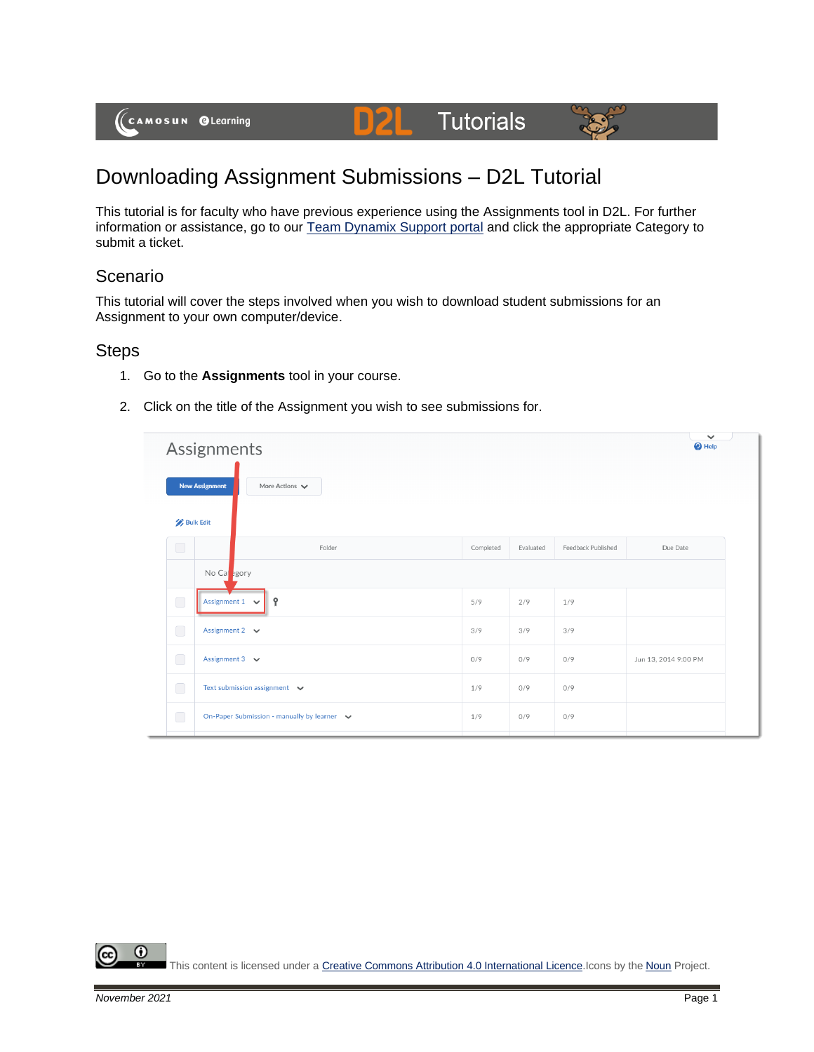# Downloading Assignment Submissions – D2L Tutorial

This tutorial is for faculty who have previous experience using the Assignments tool in D2L. For further information or assistance, go to our Team Dynamix Support portal and click the appropriate Category to submit a ticket.

## Scenario

This tutorial will cover the steps involved when you wish to download student submissions for an Assignment to your own computer/device.

## Steps

1. Go to the **Assignments** tool in your course.
2. Click on the title of the Assignment you wish to see submissions for.

This content is licensed under a Creative Commons Attribution 4.0 International Licence. Icons by the Noun Project.

*November 2021*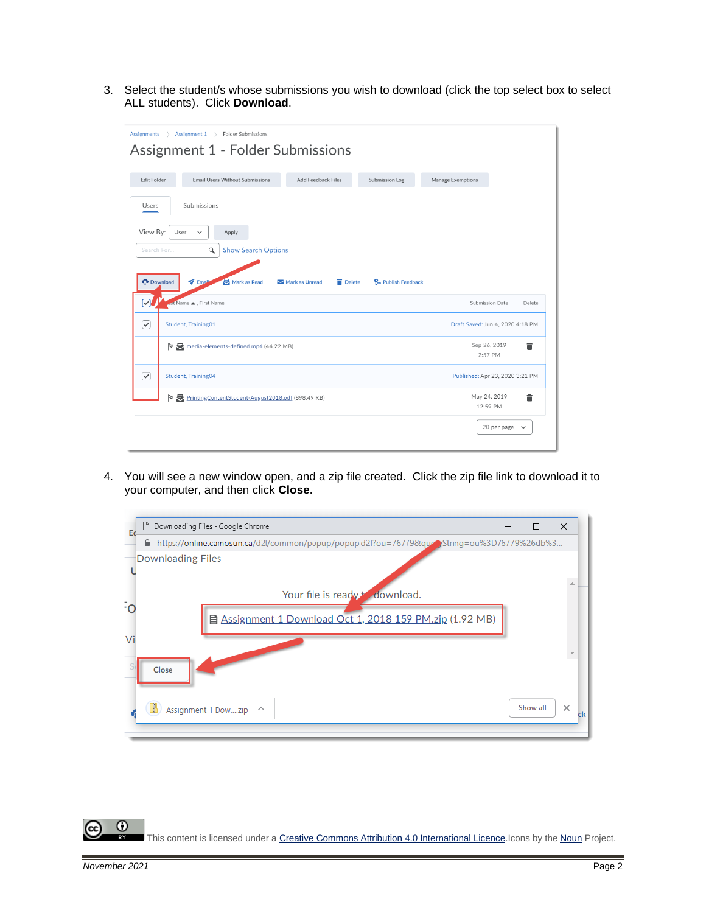3. Select the student/s whose submissions you wish to download (click the top select box to select ALL students). Click **Download**.

4. You will see a new window open, and a zip file created. Click the zip file link to download it to your computer, and then click **Close**.

This content is licensed under a Creative Commons Attribution 4.0 International Licence. Icons by the Noun Project.

*November 2021*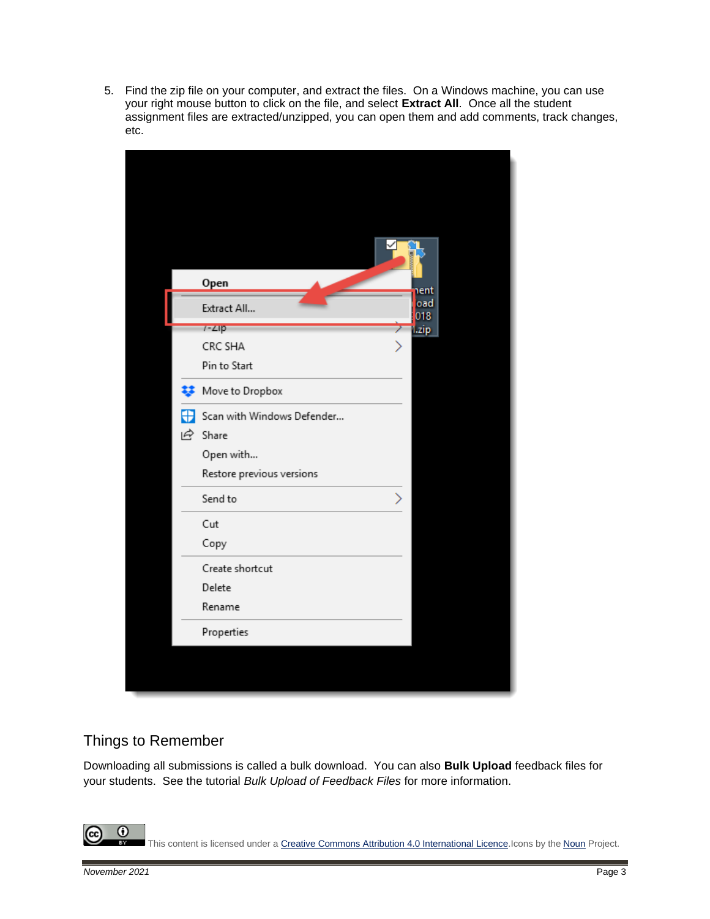5. Find the zip file on your computer, and extract the files. On a Windows machine, you can use your right mouse button to click on the file, and select **Extract All**. Once all the student assignment files are extracted/unzipped, you can open them and add comments, track changes, etc.

## Things to Remember

Downloading all submissions is called a bulk download. You can also **Bulk Upload** feedback files for your students. See the tutorial *Bulk Upload of Feedback Files* for more information.

This content is licensed under a Creative Commons Attribution 4.0 International Licence. Icons by the Noun Project.

*November 2021*